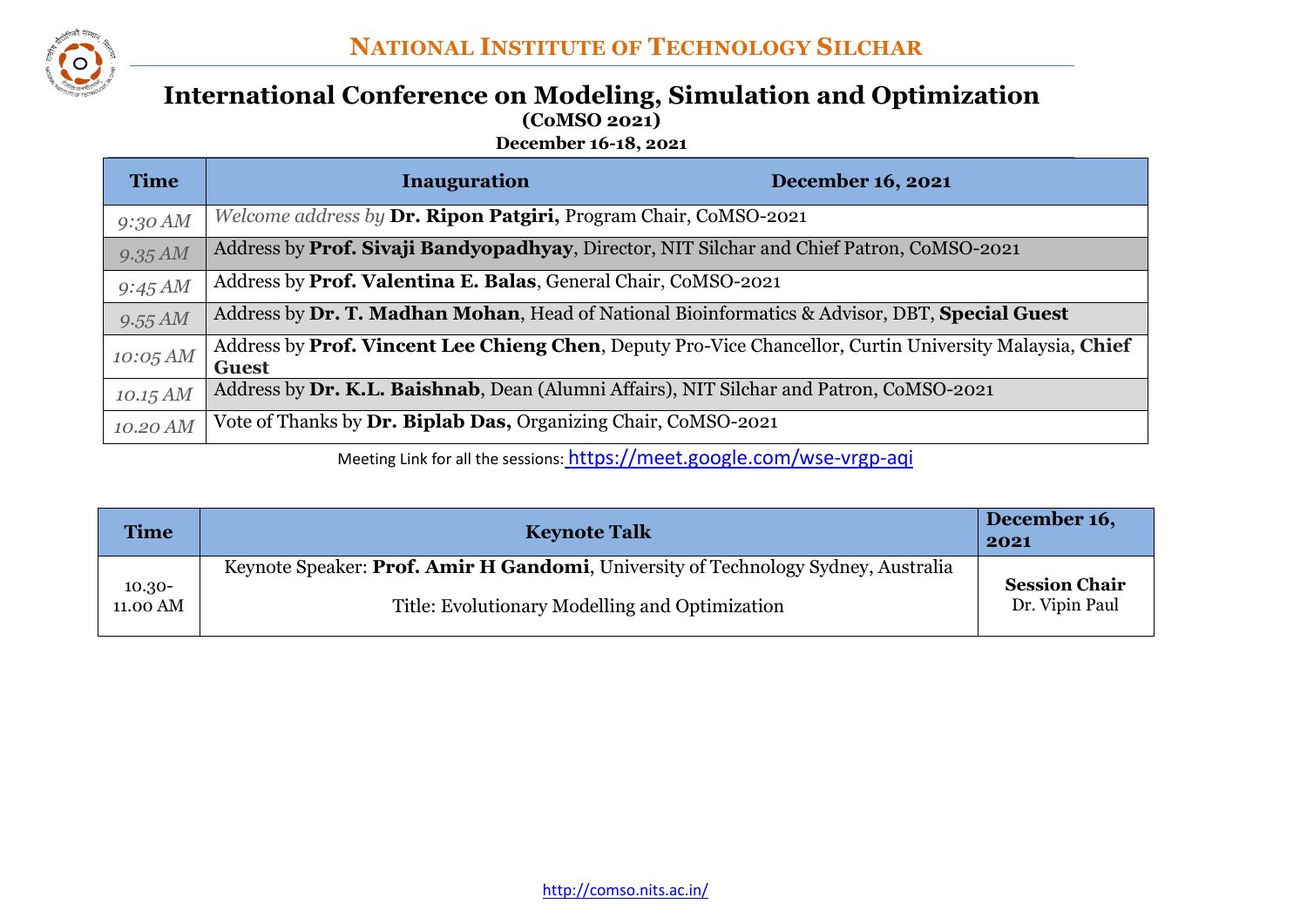# NATIONAL INSTITUTE OF TECHNOLOGY SILCHAR

## International Conference on Modeling, Simulation and Optimization

**(CoMSO 2021)**

**December 16-18, 2021**

| Time | Inauguration December 16, 2021 |
|---|---|
| *9:30 AM* | *Welcome address by* **Dr. Ripon Patgiri,** Program Chair, CoMSO-2021 |
| *9.35 AM* | Address by **Prof. Sivaji Bandyopadhyay**, Director, NIT Silchar and Chief Patron, CoMSO-2021 |
| *9:45 AM* | Address by **Prof. Valentina E. Balas**, General Chair, CoMSO-2021 |
| *9.55 AM* | Address by **Dr. T. Madhan Mohan**, Head of National Bioinformatics & Advisor, DBT, **Special Guest** |
| *10:05 AM* | Address by **Prof. Vincent Lee Chieng Chen**, Deputy Pro-Vice Chancellor, Curtin University Malaysia, **Chief Guest** |
| *10.15 AM* | Address by **Dr. K.L. Baishnab**, Dean (Alumni Affairs), NIT Silchar and Patron, CoMSO-2021 |
| *10.20 AM* | Vote of Thanks by **Dr. Biplab Das,** Organizing Chair, CoMSO-2021 |

Meeting Link for all the sessions: https://meet.google.com/wse-vrgp-aqi

| Time | Keynote Talk | December 16, 2021 |
|---|---|---|
| 10.30-11.00 AM | Keynote Speaker: **Prof. Amir H Gandomi**, University of Technology Sydney, Australia<br><br>Title: Evolutionary Modelling and Optimization | **Session Chair**<br>Dr. Vipin Paul |

http://comso.nits.ac.in/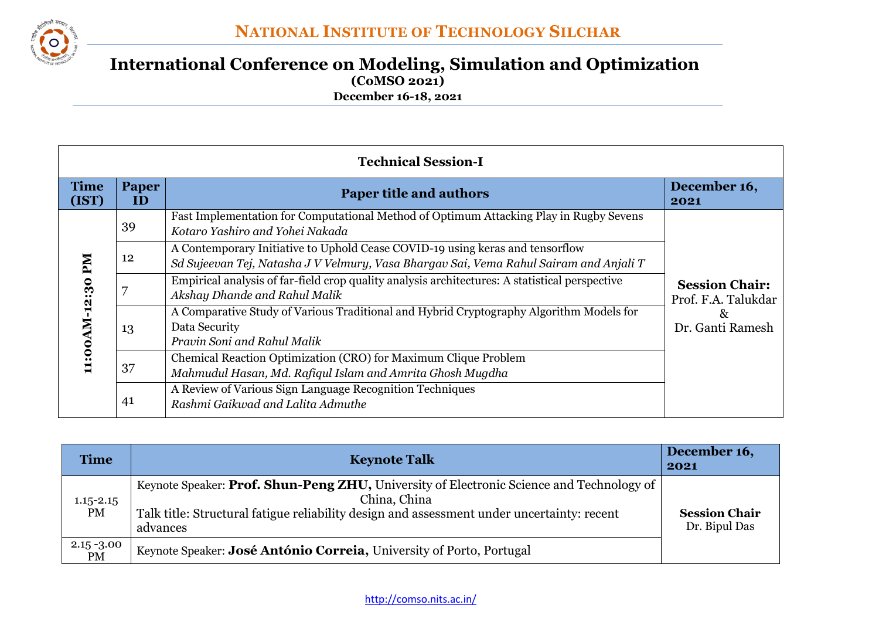# NATIONAL INSTITUTE OF TECHNOLOGY SILCHAR

## International Conference on Modeling, Simulation and Optimization

**(CoMSO 2021)**

**December 16-18, 2021**

| Technical Session-I | | | |
|---|---|---|---|
| **Time (IST)** | **Paper ID** | **Paper title and authors** | **December 16, 2021** |
| **11:00AM-12:30 PM** | 39 | Fast Implementation for Computational Method of Optimum Attacking Play in Rugby Sevens<br>*Kotaro Yashiro and Yohei Nakada* | **Session Chair:**<br>Prof. F.A. Talukdar<br>&<br>Dr. Ganti Ramesh |
| | 12 | A Contemporary Initiative to Uphold Cease COVID-19 using keras and tensorflow<br>*Sd Sujeevan Tej, Natasha J V Velmury, Vasa Bhargav Sai, Vema Rahul Sairam and Anjali T* | |
| | 7 | Empirical analysis of far-field crop quality analysis architectures: A statistical perspective<br>*Akshay Dhande and Rahul Malik* | |
| | 13 | A Comparative Study of Various Traditional and Hybrid Cryptography Algorithm Models for Data Security<br>*Pravin Soni and Rahul Malik* | |
| | 37 | Chemical Reaction Optimization (CRO) for Maximum Clique Problem<br>*Mahmudul Hasan, Md. Rafiqul Islam and Amrita Ghosh Mugdha* | |
| | 41 | A Review of Various Sign Language Recognition Techniques<br>*Rashmi Gaikwad and Lalita Admuthe* | |

| **Time** | **Keynote Talk** | **December 16, 2021** |
|---|---|---|
| 1.15-2.15 PM | Keynote Speaker: **Prof. Shun-Peng ZHU,** University of Electronic Science and Technology of China, China<br>Talk title: Structural fatigue reliability design and assessment under uncertainty: recent advances | **Session Chair**<br>Dr. Bipul Das |
| 2.15 -3.00 PM | Keynote Speaker: **José António Correia,** University of Porto, Portugal | |

http://comso.nits.ac.in/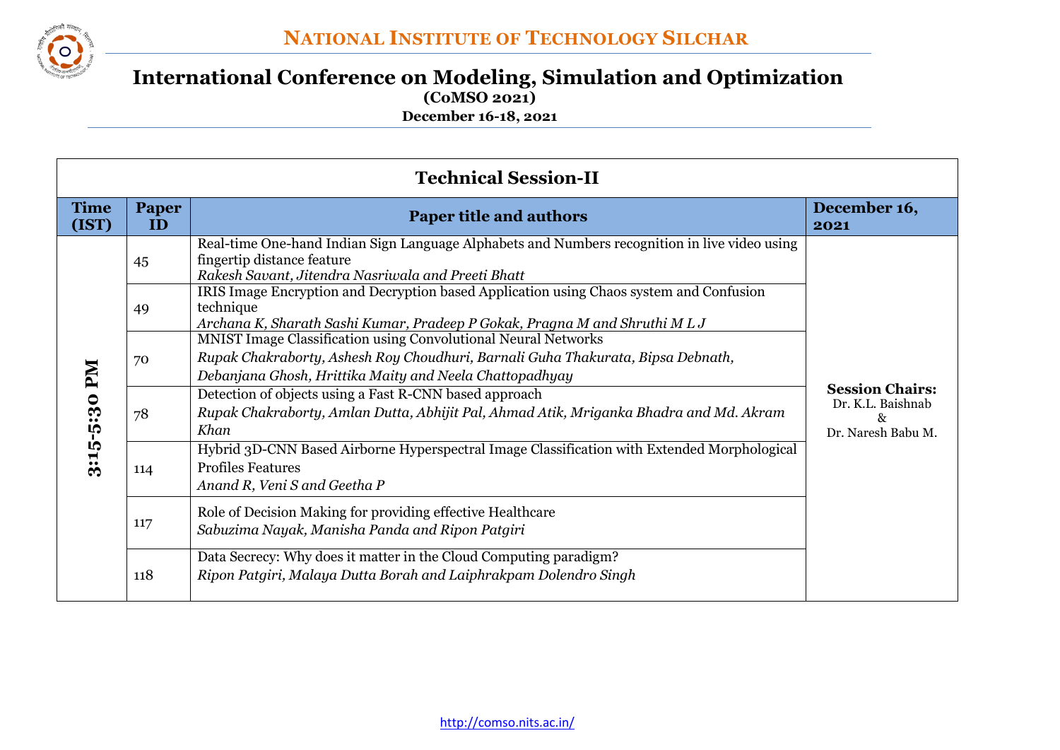# NATIONAL INSTITUTE OF TECHNOLOGY SILCHAR

## International Conference on Modeling, Simulation and Optimization

**(CoMSO 2021)**

**December 16-18, 2021**

| Technical Session-II | | | |
|---|---|---|---|
| **Time (IST)** | **Paper ID** | **Paper title and authors** | **December 16, 2021** |
| **3:15-5:30 PM** | 45 | Real-time One-hand Indian Sign Language Alphabets and Numbers recognition in live video using fingertip distance feature<br>*Rakesh Savant, Jitendra Nasriwala and Preeti Bhatt* | **Session Chairs:**<br>Dr. K.L. Baishnab<br>&<br>Dr. Naresh Babu M. |
| | 49 | IRIS Image Encryption and Decryption based Application using Chaos system and Confusion technique<br>*Archana K, Sharath Sashi Kumar, Pradeep P Gokak, Pragna M and Shruthi M L J* | |
| | 70 | MNIST Image Classification using Convolutional Neural Networks<br>*Rupak Chakraborty, Ashesh Roy Choudhuri, Barnali Guha Thakurata, Bipsa Debnath, Debanjana Ghosh, Hrittika Maity and Neela Chattopadhyay* | |
| | 78 | Detection of objects using a Fast R-CNN based approach<br>*Rupak Chakraborty, Amlan Dutta, Abhijit Pal, Ahmad Atik, Mriganka Bhadra and Md. Akram Khan* | |
| | 114 | Hybrid 3D-CNN Based Airborne Hyperspectral Image Classification with Extended Morphological Profiles Features<br>*Anand R, Veni S and Geetha P* | |
| | 117 | Role of Decision Making for providing effective Healthcare<br>*Sabuzima Nayak, Manisha Panda and Ripon Patgiri* | |
| | 118 | Data Secrecy: Why does it matter in the Cloud Computing paradigm?<br>*Ripon Patgiri, Malaya Dutta Borah and Laiphrakpam Dolendro Singh* | |

http://comso.nits.ac.in/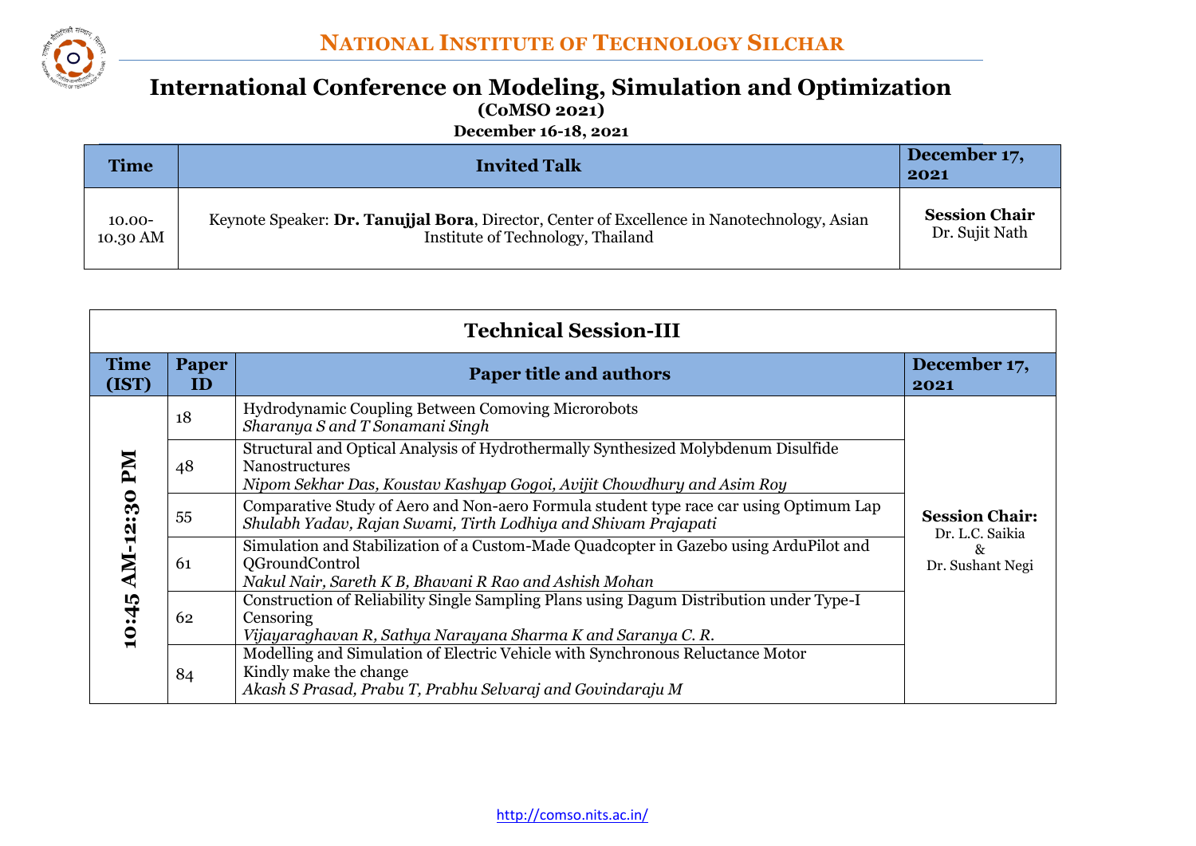# NATIONAL INSTITUTE OF TECHNOLOGY SILCHAR

## International Conference on Modeling, Simulation and Optimization

**(CoMSO 2021)**

**December 16-18, 2021**

| Time | Invited Talk | December 17, 2021 |
|---|---|---|
| 10.00-10.30 AM | Keynote Speaker: **Dr. Tanujjal Bora**, Director, Center of Excellence in Nanotechnology, Asian Institute of Technology, Thailand | **Session Chair** Dr. Sujit Nath |

### Technical Session-III

| Time (IST) | Paper ID | Paper title and authors | December 17, 2021 |
|---|---|---|---|
| **10:45 AM-12:30 PM** | 18 | Hydrodynamic Coupling Between Comoving Microrobots *Sharanya S and T Sonamani Singh* | **Session Chair:** Dr. L.C. Saikia & Dr. Sushant Negi |
| | 48 | Structural and Optical Analysis of Hydrothermally Synthesized Molybdenum Disulfide Nanostructures *Nipom Sekhar Das, Koustav Kashyap Gogoi, Avijit Chowdhury and Asim Roy* | |
| | 55 | Comparative Study of Aero and Non-aero Formula student type race car using Optimum Lap *Shulabh Yadav, Rajan Swami, Tirth Lodhiya and Shivam Prajapati* | |
| | 61 | Simulation and Stabilization of a Custom-Made Quadcopter in Gazebo using ArduPilot and QGroundControl *Nakul Nair, Sareth K B, Bhavani R Rao and Ashish Mohan* | |
| | 62 | Construction of Reliability Single Sampling Plans using Dagum Distribution under Type-I Censoring *Vijayaraghavan R, Sathya Narayana Sharma K and Saranya C. R.* | |
| | 84 | Modelling and Simulation of Electric Vehicle with Synchronous Reluctance Motor Kindly make the change *Akash S Prasad, Prabu T, Prabhu Selvaraj and Govindaraju M* | |

http://comso.nits.ac.in/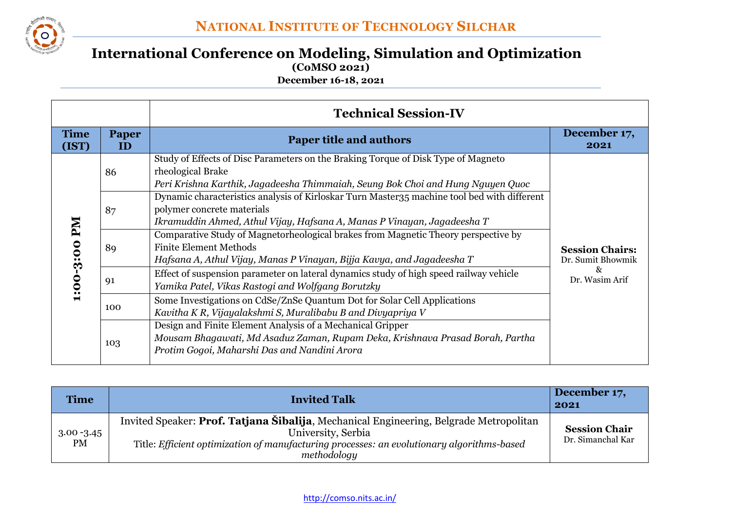**NATIONAL INSTITUTE OF TECHNOLOGY SILCHAR**

# International Conference on Modeling, Simulation and Optimization

**(CoMSO 2021)**

**December 16-18, 2021**

| | | **Technical Session-IV** | |
|---|---|---|---|
| **Time (IST)** | **Paper ID** | **Paper title and authors** | **December 17, 2021** |
| **1:00-3:00 PM** | 86 | Study of Effects of Disc Parameters on the Braking Torque of Disk Type of Magneto rheological Brake<br>*Peri Krishna Karthik, Jagadeesha Thimmaiah, Seung Bok Choi and Hung Nguyen Quoc* | **Session Chairs:**<br>Dr. Sumit Bhowmik<br>&<br>Dr. Wasim Arif |
| | 87 | Dynamic characteristics analysis of Kirloskar Turn Master35 machine tool bed with different polymer concrete materials<br>*Ikramuddin Ahmed, Athul Vijay, Hafsana A, Manas P Vinayan, Jagadeesha T* | |
| | 89 | Comparative Study of Magnetorheological brakes from Magnetic Theory perspective by Finite Element Methods<br>*Hafsana A, Athul Vijay, Manas P Vinayan, Bijja Kavya, and Jagadeesha T* | |
| | 91 | Effect of suspension parameter on lateral dynamics study of high speed railway vehicle<br>*Yamika Patel, Vikas Rastogi and Wolfgang Borutzky* | |
| | 100 | Some Investigations on CdSe/ZnSe Quantum Dot for Solar Cell Applications<br>*Kavitha K R, Vijayalakshmi S, Muralibabu B and Divyapriya V* | |
| | 103 | Design and Finite Element Analysis of a Mechanical Gripper<br>*Mousam Bhagawati, Md Asaduz Zaman, Rupam Deka, Krishnava Prasad Borah, Partha Protim Gogoi, Maharshi Das and Nandini Arora* | |

| **Time** | **Invited Talk** | **December 17, 2021** |
|---|---|---|
| 3.00 -3.45 PM | Invited Speaker: **Prof. Tatjana Šibalija**, Mechanical Engineering, Belgrade Metropolitan University, Serbia<br>Title: *Efficient optimization of manufacturing processes: an evolutionary algorithms-based methodology* | **Session Chair**<br>Dr. Simanchal Kar |

http://comso.nits.ac.in/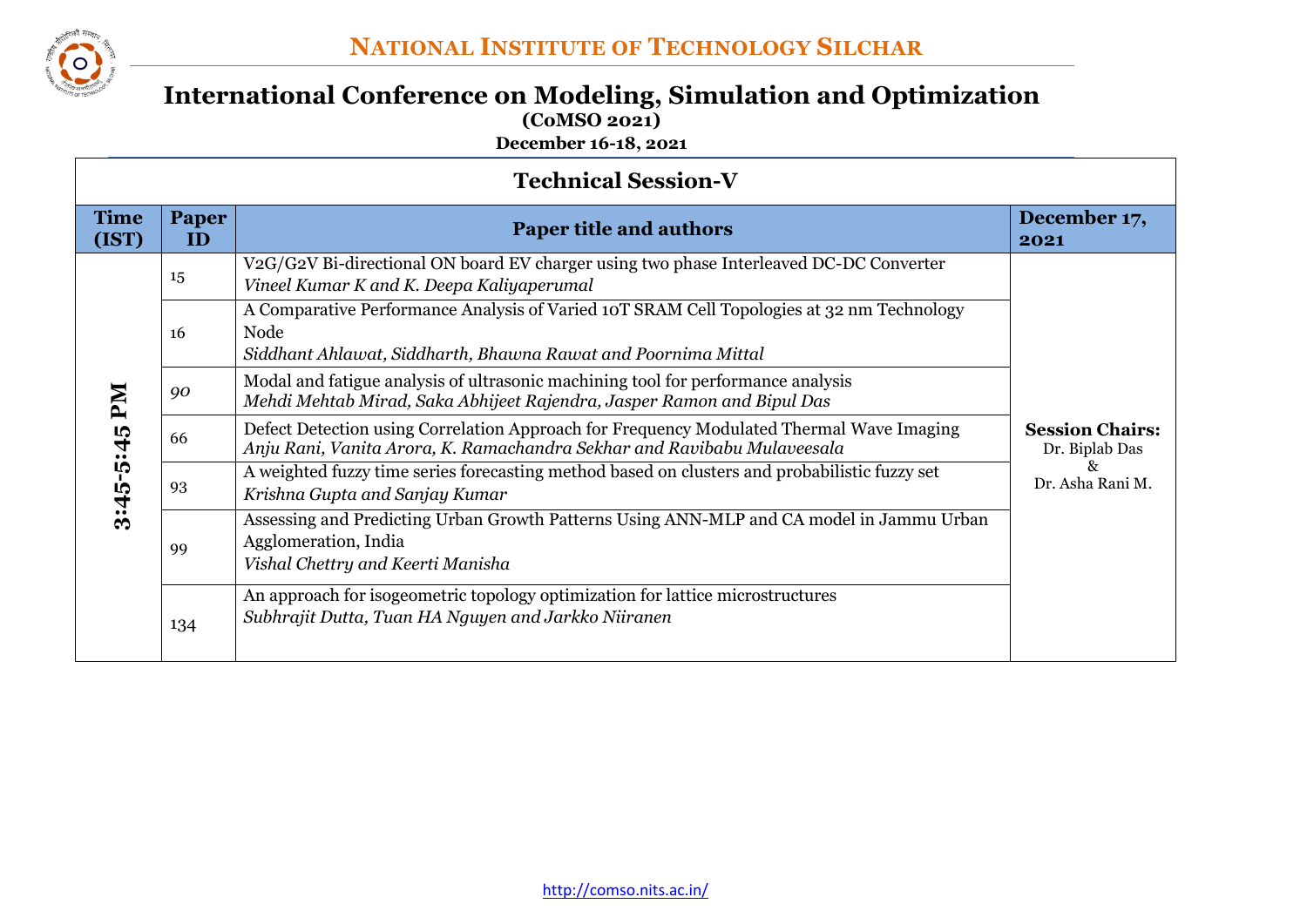# NATIONAL INSTITUTE OF TECHNOLOGY SILCHAR

## International Conference on Modeling, Simulation and Optimization

**(CoMSO 2021)**

**December 16-18, 2021**

### Technical Session-V

| Time (IST) | Paper ID | Paper title and authors | December 17, 2021 |
|---|---|---|---|
| 3:45-5:45 PM | 15 | V2G/G2V Bi-directional ON board EV charger using two phase Interleaved DC-DC Converter<br>*Vineel Kumar K and K. Deepa Kaliyaperumal* | **Session Chairs:**<br>Dr. Biplab Das<br>&<br>Dr. Asha Rani M. |
| | 16 | A Comparative Performance Analysis of Varied 10T SRAM Cell Topologies at 32 nm Technology Node<br>*Siddhant Ahlawat, Siddharth, Bhawna Rawat and Poornima Mittal* | |
| | 90 | Modal and fatigue analysis of ultrasonic machining tool for performance analysis<br>*Mehdi Mehtab Mirad, Saka Abhijeet Rajendra, Jasper Ramon and Bipul Das* | |
| | 66 | Defect Detection using Correlation Approach for Frequency Modulated Thermal Wave Imaging<br>*Anju Rani, Vanita Arora, K. Ramachandra Sekhar and Ravibabu Mulaveesala* | |
| | 93 | A weighted fuzzy time series forecasting method based on clusters and probabilistic fuzzy set<br>*Krishna Gupta and Sanjay Kumar* | |
| | 99 | Assessing and Predicting Urban Growth Patterns Using ANN-MLP and CA model in Jammu Urban Agglomeration, India<br>*Vishal Chettry and Keerti Manisha* | |
| | 134 | An approach for isogeometric topology optimization for lattice microstructures<br>*Subhrajit Dutta, Tuan HA Nguyen and Jarkko Niiranen* | |

http://comso.nits.ac.in/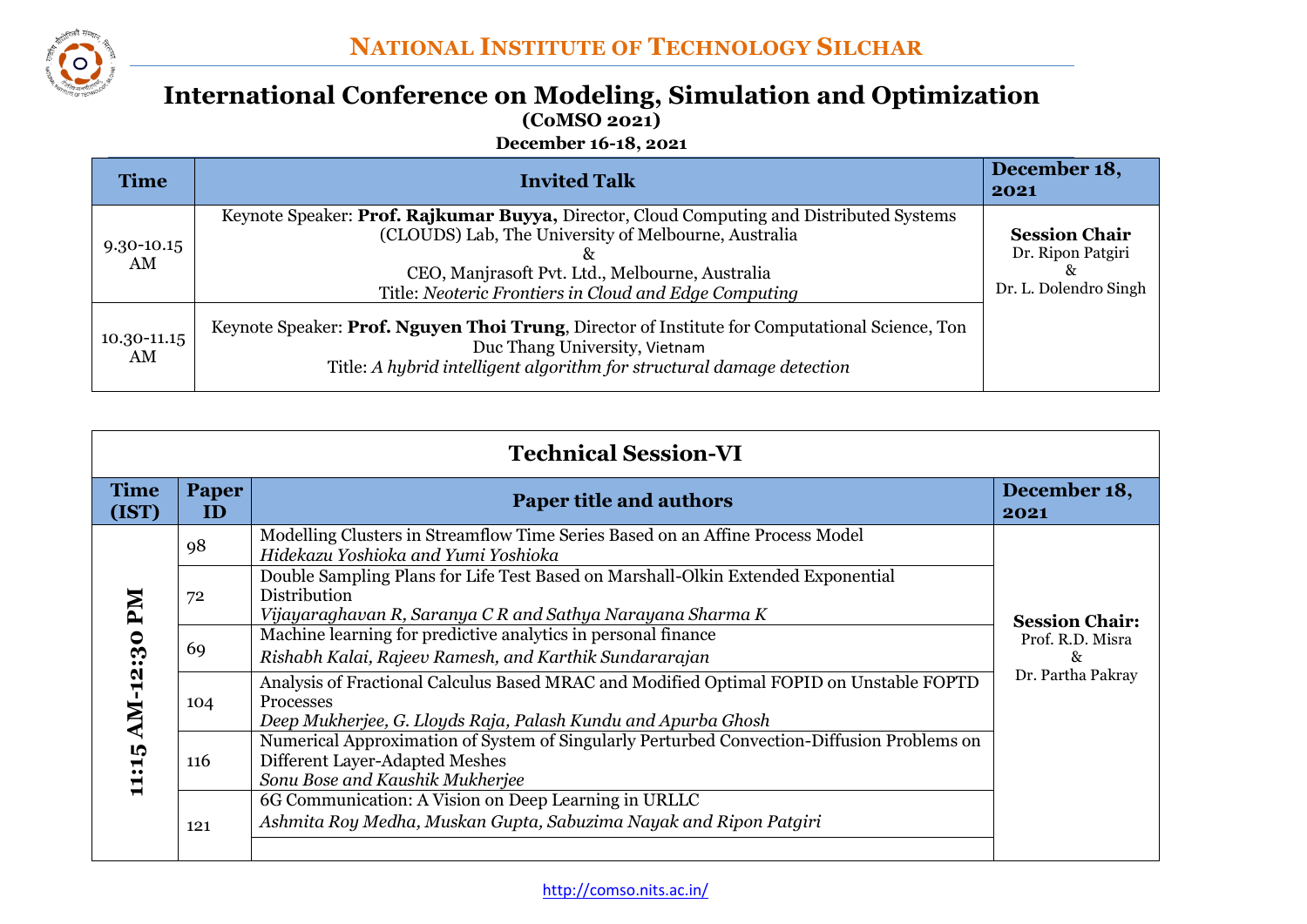# NATIONAL INSTITUTE OF TECHNOLOGY SILCHAR

## International Conference on Modeling, Simulation and Optimization
### (CoMSO 2021)
### December 16-18, 2021

| Time | Invited Talk | December 18, 2021 |
|---|---|---|
| 9.30-10.15 AM | Keynote Speaker: **Prof. Rajkumar Buyya,** Director, Cloud Computing and Distributed Systems (CLOUDS) Lab, The University of Melbourne, Australia & CEO, Manjrasoft Pvt. Ltd., Melbourne, Australia Title: *Neoteric Frontiers in Cloud and Edge Computing* | **Session Chair** Dr. Ripon Patgiri & Dr. L. Dolendro Singh |
| 10.30-11.15 AM | Keynote Speaker: **Prof. Nguyen Thoi Trung**, Director of Institute for Computational Science, Ton Duc Thang University, Vietnam Title: *A hybrid intelligent algorithm for structural damage detection* | |

### Technical Session-VI

| Time (IST) | Paper ID | Paper title and authors | December 18, 2021 |
|---|---|---|---|
| 11:15 AM-12:30 PM | 98 | Modelling Clusters in Streamflow Time Series Based on an Affine Process Model *Hidekazu Yoshioka and Yumi Yoshioka* | **Session Chair:** Prof. R.D. Misra & Dr. Partha Pakray |
| | 72 | Double Sampling Plans for Life Test Based on Marshall-Olkin Extended Exponential Distribution *Vijayaraghavan R, Saranya C R and Sathya Narayana Sharma K* | |
| | 69 | Machine learning for predictive analytics in personal finance *Rishabh Kalai, Rajeev Ramesh, and Karthik Sundararajan* | |
| | 104 | Analysis of Fractional Calculus Based MRAC and Modified Optimal FOPID on Unstable FOPTD Processes *Deep Mukherjee, G. Lloyds Raja, Palash Kundu and Apurba Ghosh* | |
| | 116 | Numerical Approximation of System of Singularly Perturbed Convection-Diffusion Problems on Different Layer-Adapted Meshes *Sonu Bose and Kaushik Mukherjee* | |
| | 121 | 6G Communication: A Vision on Deep Learning in URLLC *Ashmita Roy Medha, Muskan Gupta, Sabuzima Nayak and Ripon Patgiri* | |

http://comso.nits.ac.in/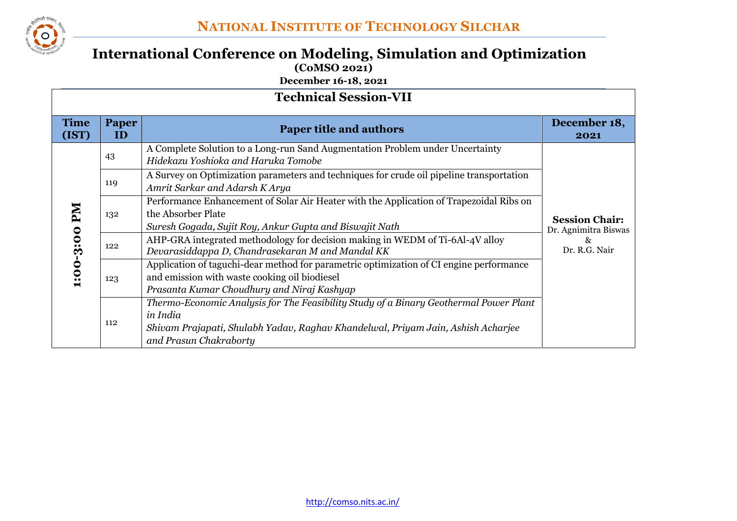# NATIONAL INSTITUTE OF TECHNOLOGY SILCHAR

## International Conference on Modeling, Simulation and Optimization

**(CoMSO 2021)**

**December 16-18, 2021**

### Technical Session-VII

| Time (IST) | Paper ID | Paper title and authors | December 18, 2021 |
|---|---|---|---|
| **1:00-3:00 PM** | 43 | A Complete Solution to a Long-run Sand Augmentation Problem under Uncertainty<br>*Hidekazu Yoshioka and Haruka Tomobe* | **Session Chair:**<br>Dr. Agnimitra Biswas<br>&<br>Dr. R.G. Nair |
| | 119 | A Survey on Optimization parameters and techniques for crude oil pipeline transportation<br>*Amrit Sarkar and Adarsh K Arya* | |
| | 132 | Performance Enhancement of Solar Air Heater with the Application of Trapezoidal Ribs on the Absorber Plate<br>*Suresh Gogada, Sujit Roy, Ankur Gupta and Biswajit Nath* | |
| | 122 | AHP-GRA integrated methodology for decision making in WEDM of Ti-6Al-4V alloy<br>*Devarasiddappa D, Chandrasekaran M and Mandal KK* | |
| | 123 | Application of taguchi-dear method for parametric optimization of CI engine performance and emission with waste cooking oil biodiesel<br>*Prasanta Kumar Choudhury and Niraj Kashyap* | |
| | 112 | *Thermo-Economic Analysis for The Feasibility Study of a Binary Geothermal Power Plant in India*<br>*Shivam Prajapati, Shulabh Yadav, Raghav Khandelwal, Priyam Jain, Ashish Acharjee and Prasun Chakraborty* | |

http://comso.nits.ac.in/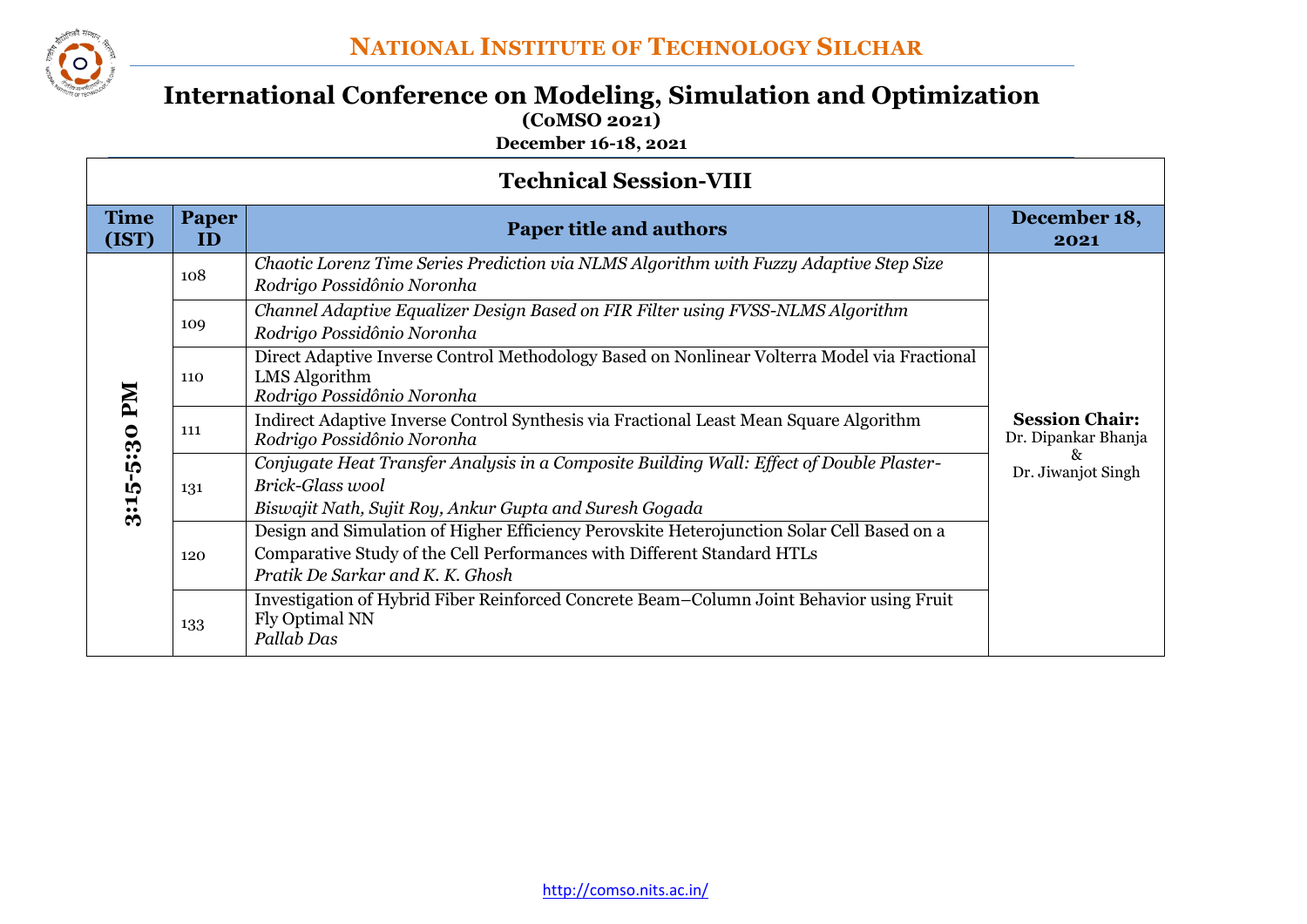# NATIONAL INSTITUTE OF TECHNOLOGY SILCHAR

## International Conference on Modeling, Simulation and Optimization

**(CoMSO 2021)**

**December 16-18, 2021**

### Technical Session-VIII

| Time (IST) | Paper ID | Paper title and authors | December 18, 2021 |
|---|---|---|---|
| 3:15-5:30 PM | 108 | *Chaotic Lorenz Time Series Prediction via NLMS Algorithm with Fuzzy Adaptive Step Size* *Rodrigo Possidônio Noronha* | **Session Chair:** Dr. Dipankar Bhanja & Dr. Jiwanjot Singh |
| | 109 | *Channel Adaptive Equalizer Design Based on FIR Filter using FVSS-NLMS Algorithm* *Rodrigo Possidônio Noronha* | |
| | 110 | Direct Adaptive Inverse Control Methodology Based on Nonlinear Volterra Model via Fractional LMS Algorithm *Rodrigo Possidônio Noronha* | |
| | 111 | Indirect Adaptive Inverse Control Synthesis via Fractional Least Mean Square Algorithm *Rodrigo Possidônio Noronha* | |
| | 131 | *Conjugate Heat Transfer Analysis in a Composite Building Wall: Effect of Double Plaster-Brick-Glass wool* *Biswajit Nath, Sujit Roy, Ankur Gupta and Suresh Gogada* | |
| | 120 | Design and Simulation of Higher Efficiency Perovskite Heterojunction Solar Cell Based on a Comparative Study of the Cell Performances with Different Standard HTLs *Pratik De Sarkar and K. K. Ghosh* | |
| | 133 | Investigation of Hybrid Fiber Reinforced Concrete Beam–Column Joint Behavior using Fruit Fly Optimal NN *Pallab Das* | |

http://comso.nits.ac.in/